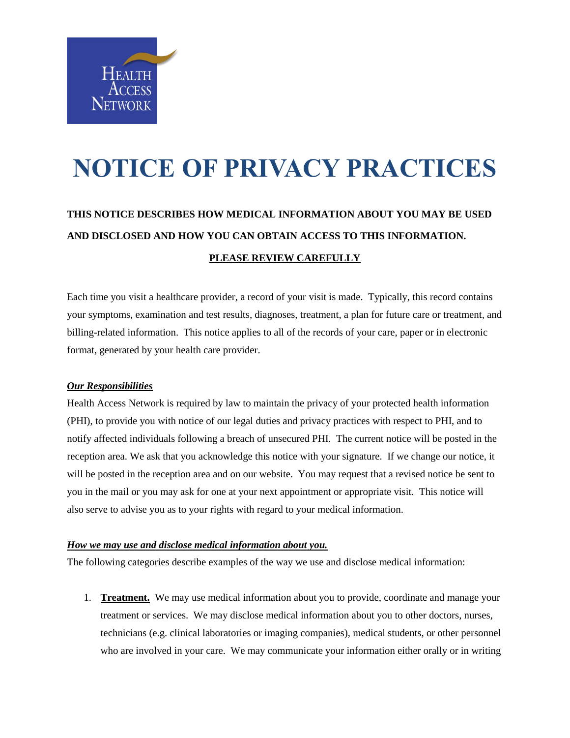# NOTICE OF PRIVACY PRACTICES

**THIS NOTICE DESCRIBES HOW MEDICAL INFORMATION ABOUT YOU MAY BE USED AND DISCLOSED AND HOW YOU CAN OBTAIN ACCESS TO THIS INFORMATION.**

**PLEASE REVIEW CAREFULLY**

Each time you visit a healthcare provider, a record of your visit is made. Typically, this record contains your symptoms, examination and test results, diagnoses, treatment, a plan for future care or treatment, and billing-related information. This notice applies to all of the records of your care, paper or in electronic format, generated by your health care provider.

***Our Responsibilities***

Health Access Network is required by law to maintain the privacy of your protected health information (PHI), to provide you with notice of our legal duties and privacy practices with respect to PHI, and to notify affected individuals following a breach of unsecured PHI. The current notice will be posted in the reception area. We ask that you acknowledge this notice with your signature. If we change our notice, it will be posted in the reception area and on our website. You may request that a revised notice be sent to you in the mail or you may ask for one at your next appointment or appropriate visit. This notice will also serve to advise you as to your rights with regard to your medical information.

***How we may use and disclose medical information about you.***

The following categories describe examples of the way we use and disclose medical information:

1. **Treatment.** We may use medical information about you to provide, coordinate and manage your treatment or services. We may disclose medical information about you to other doctors, nurses, technicians (e.g. clinical laboratories or imaging companies), medical students, or other personnel who are involved in your care. We may communicate your information either orally or in writing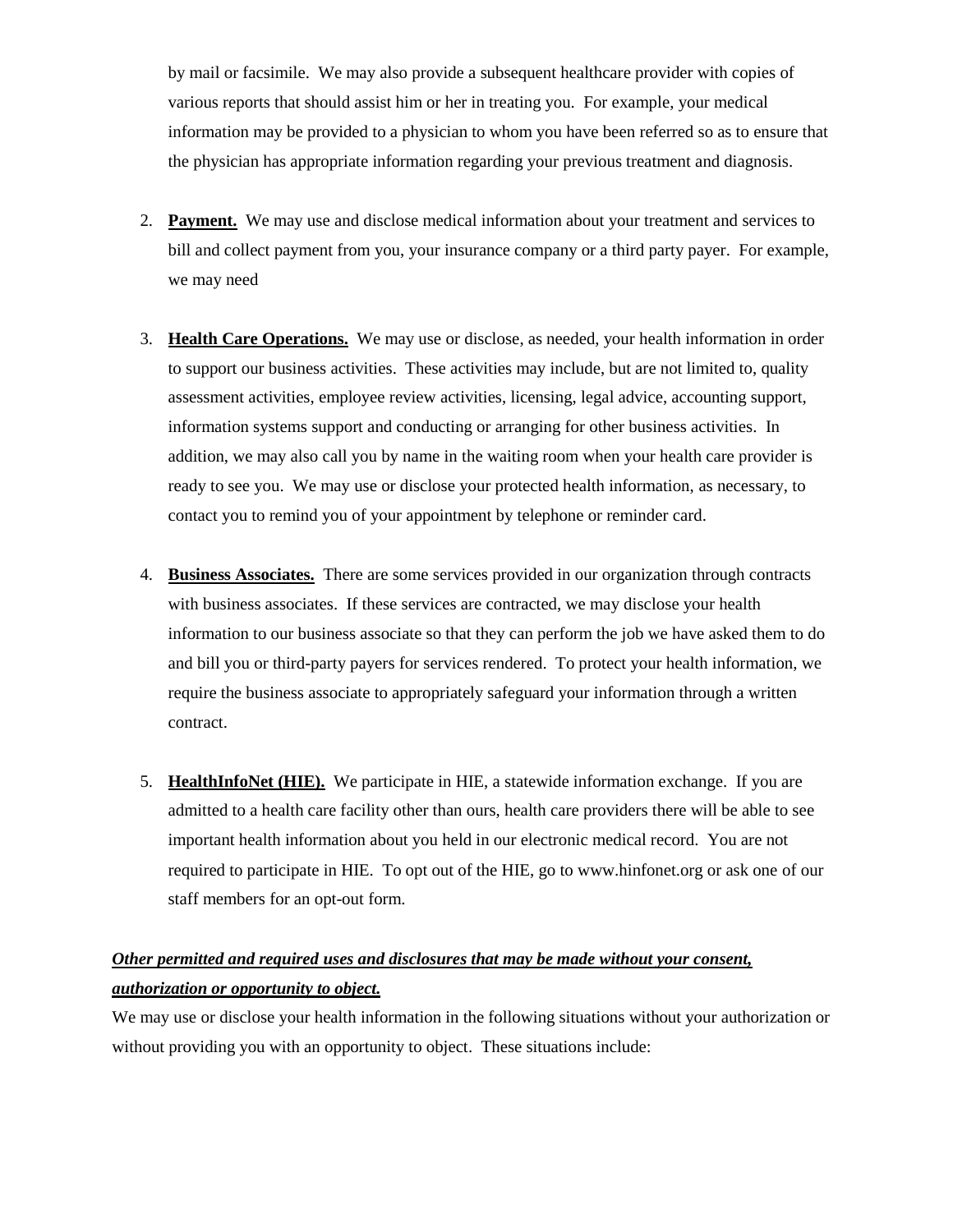by mail or facsimile. We may also provide a subsequent healthcare provider with copies of various reports that should assist him or her in treating you. For example, your medical information may be provided to a physician to whom you have been referred so as to ensure that the physician has appropriate information regarding your previous treatment and diagnosis.

2. **Payment.** We may use and disclose medical information about your treatment and services to bill and collect payment from you, your insurance company or a third party payer. For example, we may need

3. **Health Care Operations.** We may use or disclose, as needed, your health information in order to support our business activities. These activities may include, but are not limited to, quality assessment activities, employee review activities, licensing, legal advice, accounting support, information systems support and conducting or arranging for other business activities. In addition, we may also call you by name in the waiting room when your health care provider is ready to see you. We may use or disclose your protected health information, as necessary, to contact you to remind you of your appointment by telephone or reminder card.

4. **Business Associates.** There are some services provided in our organization through contracts with business associates. If these services are contracted, we may disclose your health information to our business associate so that they can perform the job we have asked them to do and bill you or third-party payers for services rendered. To protect your health information, we require the business associate to appropriately safeguard your information through a written contract.

5. **HealthInfoNet (HIE).** We participate in HIE, a statewide information exchange. If you are admitted to a health care facility other than ours, health care providers there will be able to see important health information about you held in our electronic medical record. You are not required to participate in HIE. To opt out of the HIE, go to www.hinfonet.org or ask one of our staff members for an opt-out form.

***Other permitted and required uses and disclosures that may be made without your consent, authorization or opportunity to object.***

We may use or disclose your health information in the following situations without your authorization or without providing you with an opportunity to object. These situations include: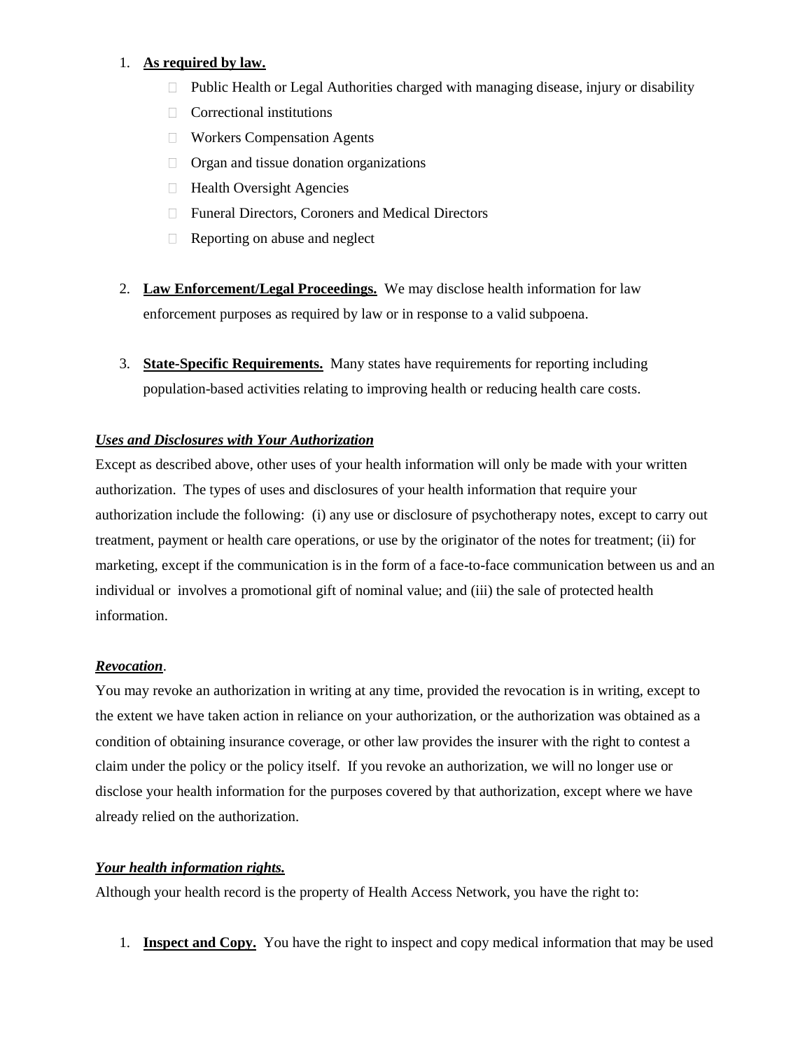1. **As required by law.**
    - Public Health or Legal Authorities charged with managing disease, injury or disability
    - Correctional institutions
    - Workers Compensation Agents
    - Organ and tissue donation organizations
    - Health Oversight Agencies
    - Funeral Directors, Coroners and Medical Directors
    - Reporting on abuse and neglect

2. **Law Enforcement/Legal Proceedings.** We may disclose health information for law enforcement purposes as required by law or in response to a valid subpoena.

3. **State-Specific Requirements.** Many states have requirements for reporting including population-based activities relating to improving health or reducing health care costs.

***Uses and Disclosures with Your Authorization***

Except as described above, other uses of your health information will only be made with your written authorization. The types of uses and disclosures of your health information that require your authorization include the following: (i) any use or disclosure of psychotherapy notes, except to carry out treatment, payment or health care operations, or use by the originator of the notes for treatment; (ii) for marketing, except if the communication is in the form of a face-to-face communication between us and an individual or involves a promotional gift of nominal value; and (iii) the sale of protected health information.

***Revocation***.

You may revoke an authorization in writing at any time, provided the revocation is in writing, except to the extent we have taken action in reliance on your authorization, or the authorization was obtained as a condition of obtaining insurance coverage, or other law provides the insurer with the right to contest a claim under the policy or the policy itself. If you revoke an authorization, we will no longer use or disclose your health information for the purposes covered by that authorization, except where we have already relied on the authorization.

***Your health information rights.***

Although your health record is the property of Health Access Network, you have the right to:

1. **Inspect and Copy.** You have the right to inspect and copy medical information that may be used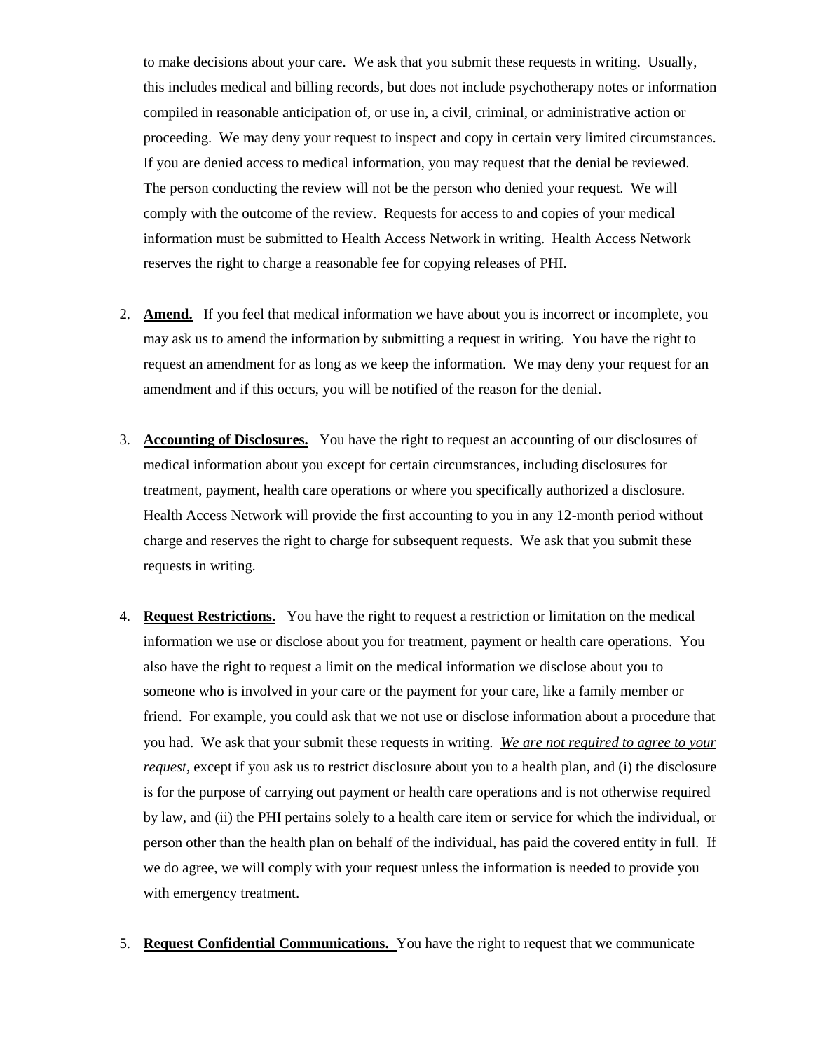to make decisions about your care. We ask that you submit these requests in writing. Usually, this includes medical and billing records, but does not include psychotherapy notes or information compiled in reasonable anticipation of, or use in, a civil, criminal, or administrative action or proceeding. We may deny your request to inspect and copy in certain very limited circumstances. If you are denied access to medical information, you may request that the denial be reviewed. The person conducting the review will not be the person who denied your request. We will comply with the outcome of the review. Requests for access to and copies of your medical information must be submitted to Health Access Network in writing. Health Access Network reserves the right to charge a reasonable fee for copying releases of PHI.

2. **Amend.** If you feel that medical information we have about you is incorrect or incomplete, you may ask us to amend the information by submitting a request in writing. You have the right to request an amendment for as long as we keep the information. We may deny your request for an amendment and if this occurs, you will be notified of the reason for the denial.

3. **Accounting of Disclosures.** You have the right to request an accounting of our disclosures of medical information about you except for certain circumstances, including disclosures for treatment, payment, health care operations or where you specifically authorized a disclosure. Health Access Network will provide the first accounting to you in any 12-month period without charge and reserves the right to charge for subsequent requests. We ask that you submit these requests in writing.

4. **Request Restrictions.** You have the right to request a restriction or limitation on the medical information we use or disclose about you for treatment, payment or health care operations. You also have the right to request a limit on the medical information we disclose about you to someone who is involved in your care or the payment for your care, like a family member or friend. For example, you could ask that we not use or disclose information about a procedure that you had. We ask that your submit these requests in writing. *We are not required to agree to your request*, except if you ask us to restrict disclosure about you to a health plan, and (i) the disclosure is for the purpose of carrying out payment or health care operations and is not otherwise required by law, and (ii) the PHI pertains solely to a health care item or service for which the individual, or person other than the health plan on behalf of the individual, has paid the covered entity in full. If we do agree, we will comply with your request unless the information is needed to provide you with emergency treatment.

5. **Request Confidential Communications.** You have the right to request that we communicate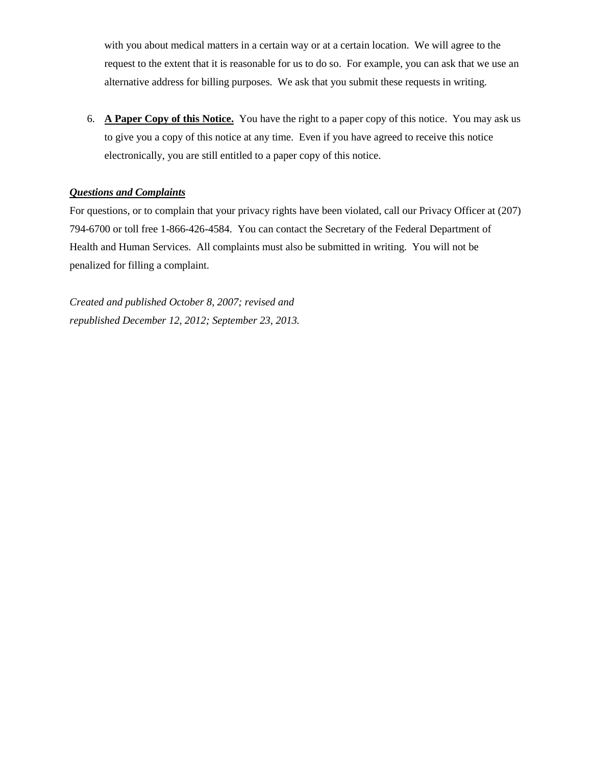with you about medical matters in a certain way or at a certain location. We will agree to the request to the extent that it is reasonable for us to do so. For example, you can ask that we use an alternative address for billing purposes. We ask that you submit these requests in writing.

6. **A Paper Copy of this Notice.** You have the right to a paper copy of this notice. You may ask us to give you a copy of this notice at any time. Even if you have agreed to receive this notice electronically, you are still entitled to a paper copy of this notice.

***Questions and Complaints***

For questions, or to complain that your privacy rights have been violated, call our Privacy Officer at (207) 794-6700 or toll free 1-866-426-4584. You can contact the Secretary of the Federal Department of Health and Human Services. All complaints must also be submitted in writing. You will not be penalized for filling a complaint.

*Created and published October 8, 2007; revised and republished December 12, 2012; September 23, 2013.*